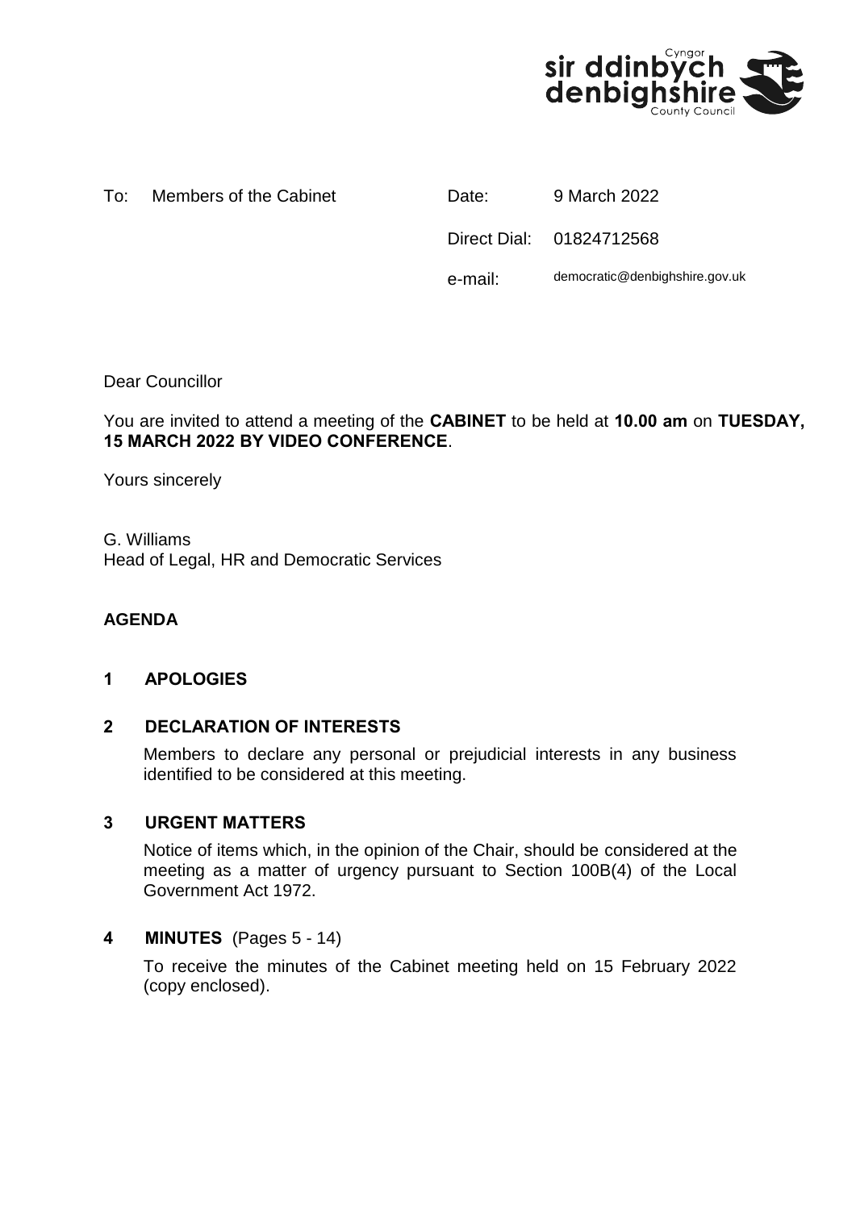To: Members of the Cabinet

| | |
|---|---|
| Date: | 9 March 2022 |
| Direct Dial: | 01824712568 |
| e-mail: | democratic@denbighshire.gov.uk |

Dear Councillor

You are invited to attend a meeting of the **CABINET** to be held at **10.00 am** on **TUESDAY, 15 MARCH 2022 BY VIDEO CONFERENCE**.

Yours sincerely

G. Williams
Head of Legal, HR and Democratic Services

**AGENDA**

**1 APOLOGIES**

**2 DECLARATION OF INTERESTS**

Members to declare any personal or prejudicial interests in any business identified to be considered at this meeting.

**3 URGENT MATTERS**

Notice of items which, in the opinion of the Chair, should be considered at the meeting as a matter of urgency pursuant to Section 100B(4) of the Local Government Act 1972.

**4 MINUTES** (Pages 5 - 14)

To receive the minutes of the Cabinet meeting held on 15 February 2022 (copy enclosed).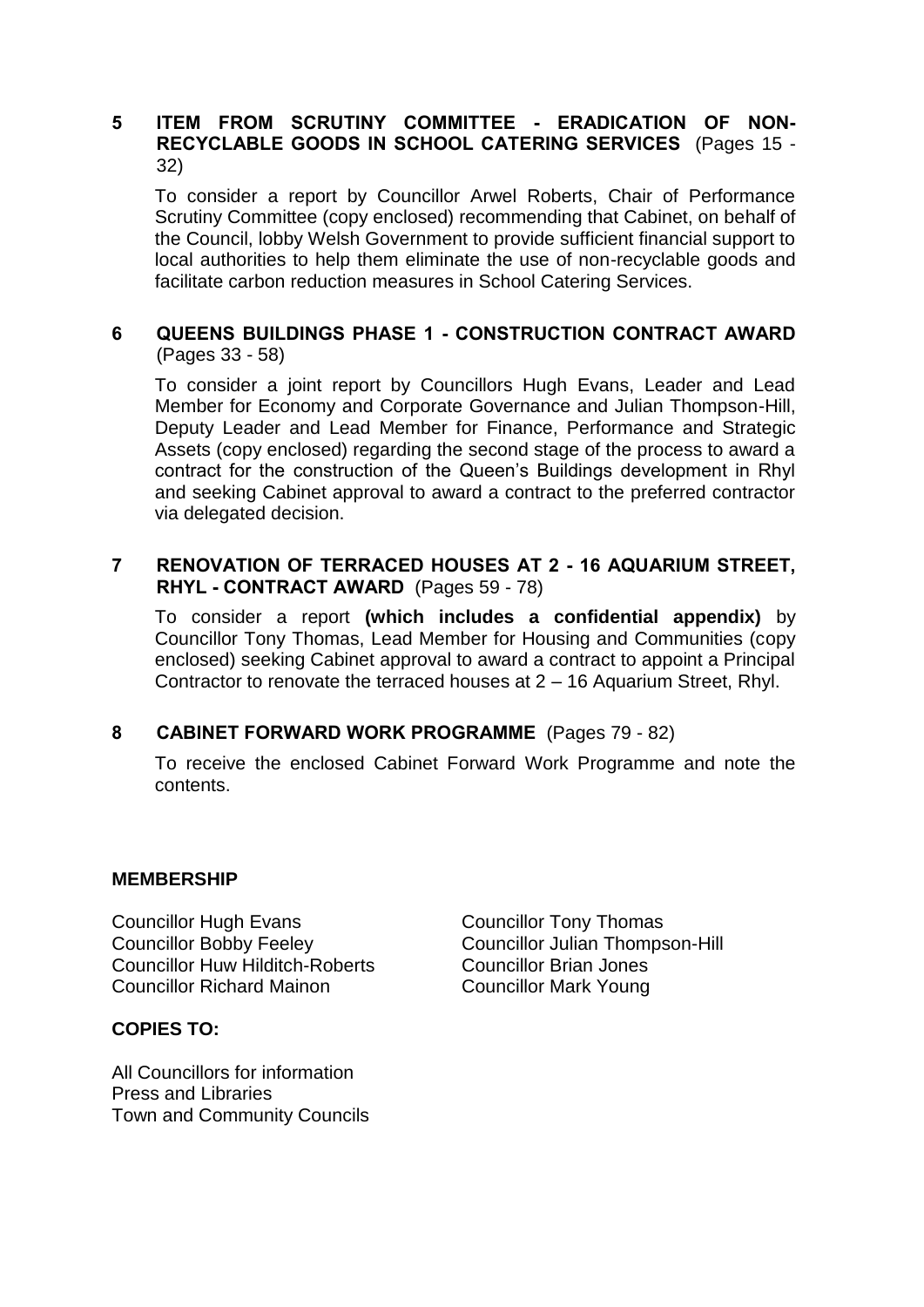**5 ITEM FROM SCRUTINY COMMITTEE - ERADICATION OF NON-RECYCLABLE GOODS IN SCHOOL CATERING SERVICES** (Pages 15 - 32)

To consider a report by Councillor Arwel Roberts, Chair of Performance Scrutiny Committee (copy enclosed) recommending that Cabinet, on behalf of the Council, lobby Welsh Government to provide sufficient financial support to local authorities to help them eliminate the use of non-recyclable goods and facilitate carbon reduction measures in School Catering Services.

**6 QUEENS BUILDINGS PHASE 1 - CONSTRUCTION CONTRACT AWARD** (Pages 33 - 58)

To consider a joint report by Councillors Hugh Evans, Leader and Lead Member for Economy and Corporate Governance and Julian Thompson-Hill, Deputy Leader and Lead Member for Finance, Performance and Strategic Assets (copy enclosed) regarding the second stage of the process to award a contract for the construction of the Queen's Buildings development in Rhyl and seeking Cabinet approval to award a contract to the preferred contractor via delegated decision.

**7 RENOVATION OF TERRACED HOUSES AT 2 - 16 AQUARIUM STREET, RHYL - CONTRACT AWARD** (Pages 59 - 78)

To consider a report **(which includes a confidential appendix)** by Councillor Tony Thomas, Lead Member for Housing and Communities (copy enclosed) seeking Cabinet approval to award a contract to appoint a Principal Contractor to renovate the terraced houses at 2 – 16 Aquarium Street, Rhyl.

**8 CABINET FORWARD WORK PROGRAMME** (Pages 79 - 82)

To receive the enclosed Cabinet Forward Work Programme and note the contents.

**MEMBERSHIP**

Councillor Hugh Evans
Councillor Bobby Feeley
Councillor Huw Hilditch-Roberts
Councillor Richard Mainon
Councillor Tony Thomas
Councillor Julian Thompson-Hill
Councillor Brian Jones
Councillor Mark Young

**COPIES TO:**

All Councillors for information
Press and Libraries
Town and Community Councils